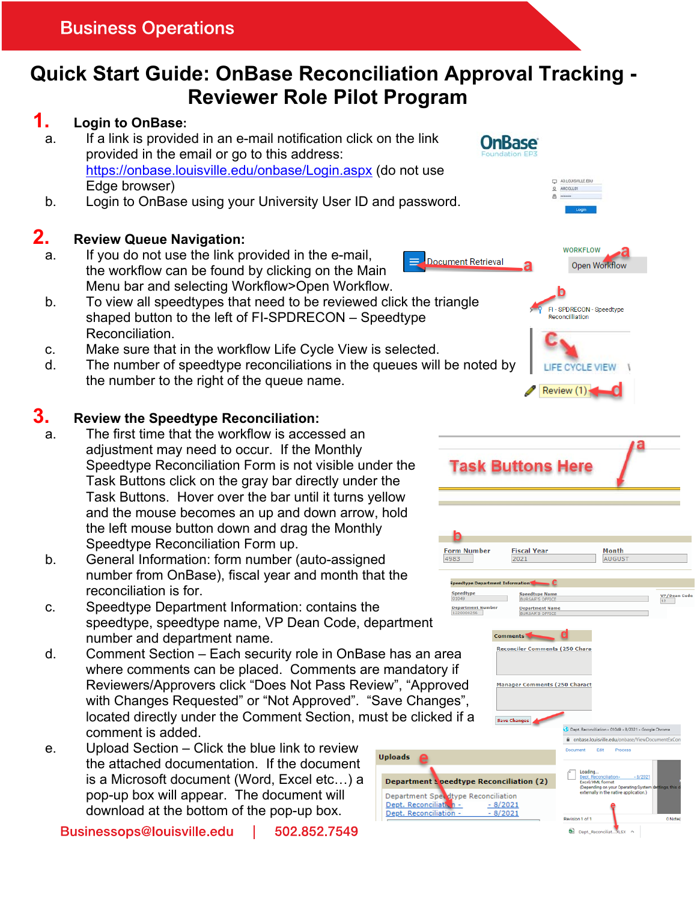Business Operations

# Quick Start Guide: OnBase Reconciliation Approval Tracking - Reviewer Role Pilot Program

## 1. Login to OnBase:

a. If a link is provided in an e-mail notification click on the link provided in the email or go to this address: https://onbase.louisville.edu/onbase/Login.aspx (do not use Edge browser)

b. Login to OnBase using your University User ID and password.

## 2. Review Queue Navigation:

a. If you do not use the link provided in the e-mail, the workflow can be found by clicking on the Main Menu bar and selecting Workflow>Open Workflow.

b. To view all speedtypes that need to be reviewed click the triangle shaped button to the left of FI-SPDRECON – Speedtype Reconciliation.

c. Make sure that in the workflow Life Cycle View is selected.

d. The number of speedtype reconciliations in the queues will be noted by the number to the right of the queue name.

## 3. Review the Speedtype Reconciliation:

a. The first time that the workflow is accessed an adjustment may need to occur. If the Monthly Speedtype Reconciliation Form is not visible under the Task Buttons click on the gray bar directly under the Task Buttons. Hover over the bar until it turns yellow and the mouse becomes an up and down arrow, hold the left mouse button down and drag the Monthly Speedtype Reconciliation Form up.

b. General Information: form number (auto-assigned number from OnBase), fiscal year and month that the reconciliation is for.

c. Speedtype Department Information: contains the speedtype, speedtype name, VP Dean Code, department number and department name.

d. Comment Section – Each security role in OnBase has an area where comments can be placed. Comments are mandatory if Reviewers/Approvers click “Does Not Pass Review”, “Approved with Changes Requested” or “Not Approved”. “Save Changes”, located directly under the Comment Section, must be clicked if a comment is added.

e. Upload Section – Click the blue link to review the attached documentation. If the document is a Microsoft document (Word, Excel etc…) a pop-up box will appear. The document will download at the bottom of the pop-up box.

Businessops@louisville.edu | 502.852.7549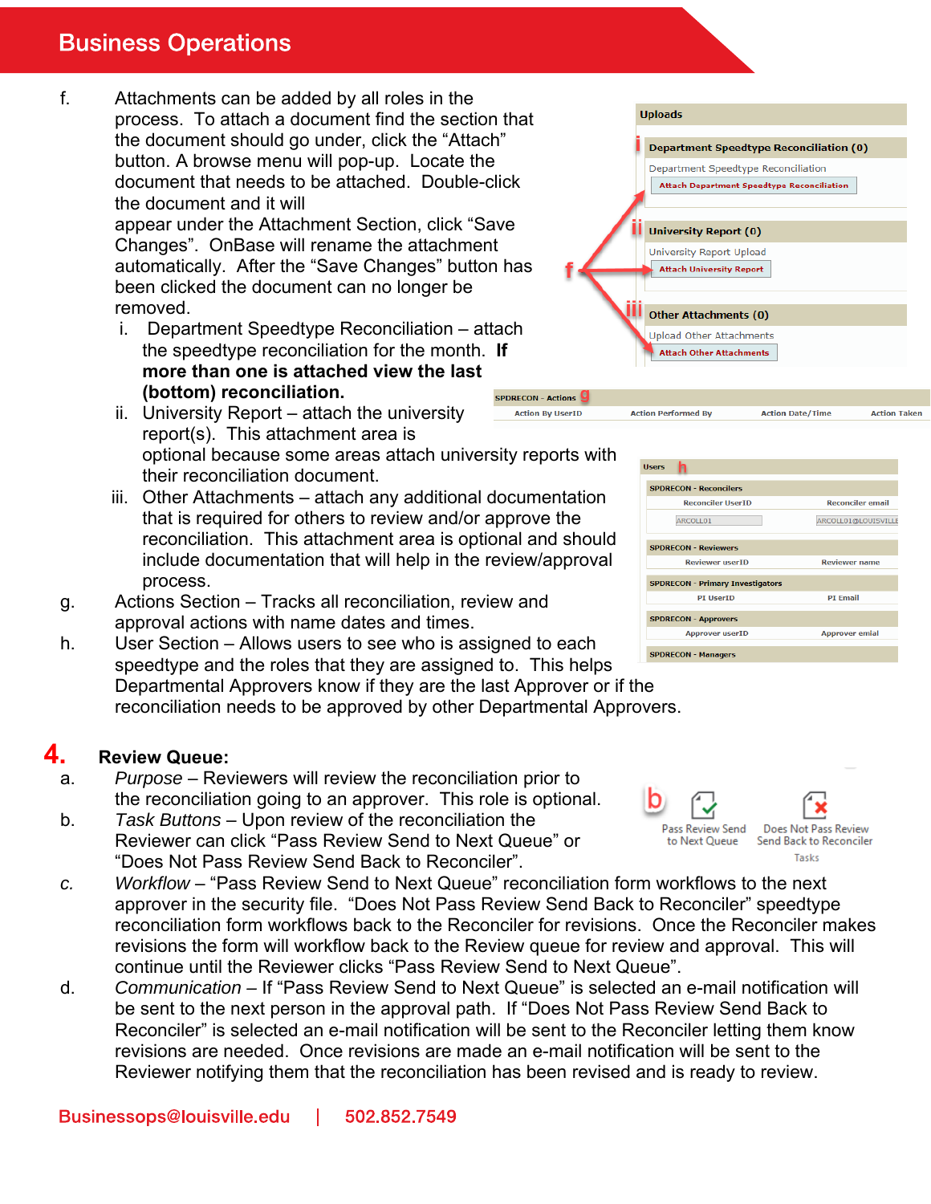f. Attachments can be added by all roles in the process. To attach a document find the section that the document should go under, click the "Attach" button. A browse menu will pop-up. Locate the document that needs to be attached. Double-click the document and it will appear under the Attachment Section, click "Save Changes". OnBase will rename the attachment automatically. After the "Save Changes" button has been clicked the document can no longer be removed.

   i. Department Speedtype Reconciliation – attach the speedtype reconciliation for the month. **If more than one is attached view the last (bottom) reconciliation.**

   ii. University Report – attach the university report(s). This attachment area is optional because some areas attach university reports with their reconciliation document.

   iii. Other Attachments – attach any additional documentation that is required for others to review and/or approve the reconciliation. This attachment area is optional and should include documentation that will help in the review/approval process.

g. Actions Section – Tracks all reconciliation, review and approval actions with name dates and times.

h. User Section – Allows users to see who is assigned to each speedtype and the roles that they are assigned to. This helps Departmental Approvers know if they are the last Approver or if the reconciliation needs to be approved by other Departmental Approvers.

## 4. Review Queue:

a. *Purpose* – Reviewers will review the reconciliation prior to the reconciliation going to an approver. This role is optional.

b. *Task Buttons* – Upon review of the reconciliation the Reviewer can click "Pass Review Send to Next Queue" or "Does Not Pass Review Send Back to Reconciler".

c. *Workflow* – "Pass Review Send to Next Queue" reconciliation form workflows to the next approver in the security file. "Does Not Pass Review Send Back to Reconciler" speedtype reconciliation form workflows back to the Reconciler for revisions. Once the Reconciler makes revisions the form will workflow back to the Review queue for review and approval. This will continue until the Reviewer clicks "Pass Review Send to Next Queue".

d. *Communication* – If "Pass Review Send to Next Queue" is selected an e-mail notification will be sent to the next person in the approval path. If "Does Not Pass Review Send Back to Reconciler" is selected an e-mail notification will be sent to the Reconciler letting them know revisions are needed. Once revisions are made an e-mail notification will be sent to the Reviewer notifying them that the reconciliation has been revised and is ready to review.